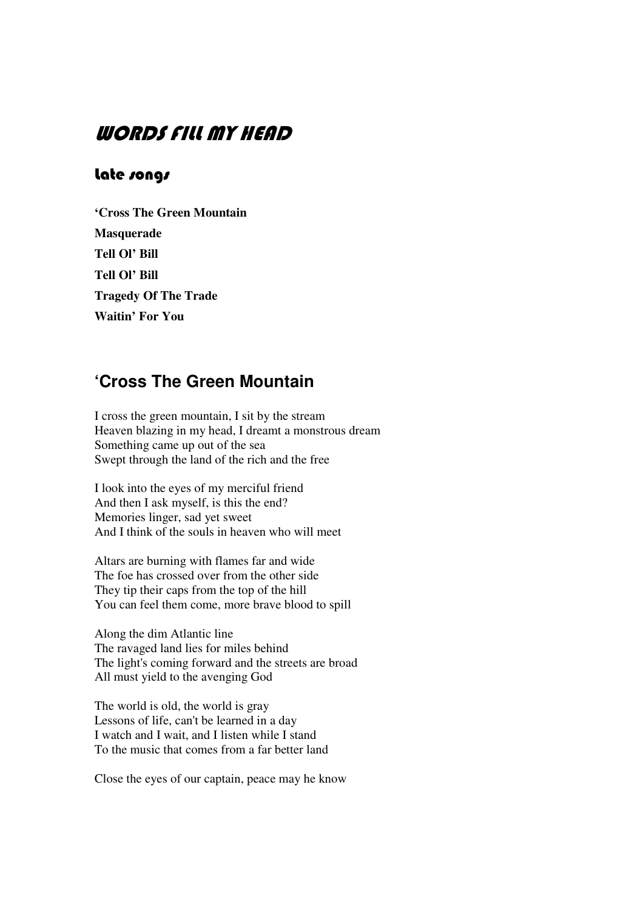# WORDS FILL MY HEAD

## Late songs

**'Cross The Green Mountain**

**Masquerade**

**Tell Ol' Bill**

**Tell Ol' Bill**

**Tragedy Of The Trade**

**Waitin' For You**

## 'Cross The Green Mountain

I cross the green mountain, I sit by the stream
Heaven blazing in my head, I dreamt a monstrous dream
Something came up out of the sea
Swept through the land of the rich and the free

I look into the eyes of my merciful friend
And then I ask myself, is this the end?
Memories linger, sad yet sweet
And I think of the souls in heaven who will meet

Altars are burning with flames far and wide
The foe has crossed over from the other side
They tip their caps from the top of the hill
You can feel them come, more brave blood to spill

Along the dim Atlantic line
The ravaged land lies for miles behind
The light's coming forward and the streets are broad
All must yield to the avenging God

The world is old, the world is gray
Lessons of life, can't be learned in a day
I watch and I wait, and I listen while I stand
To the music that comes from a far better land

Close the eyes of our captain, peace may he know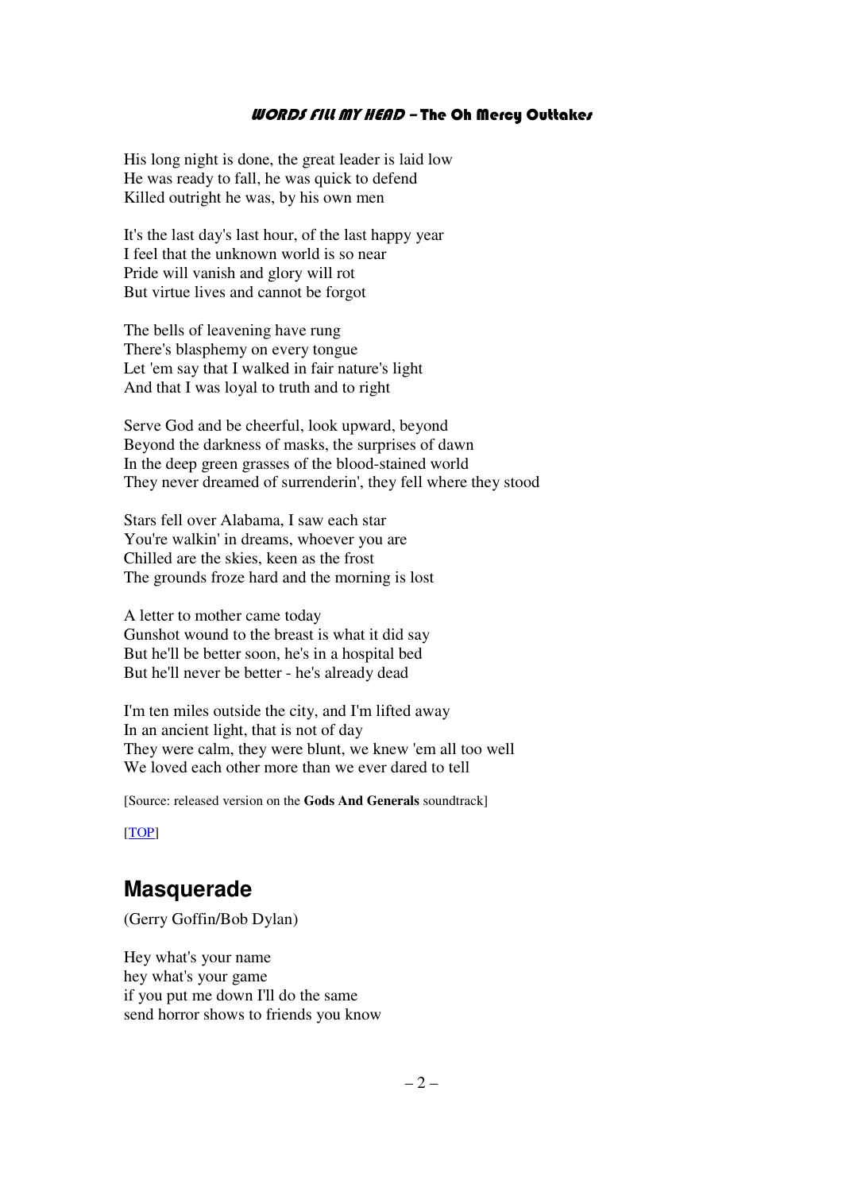His long night is done, the great leader is laid low
He was ready to fall, he was quick to defend
Killed outright he was, by his own men

It's the last day's last hour, of the last happy year
I feel that the unknown world is so near
Pride will vanish and glory will rot
But virtue lives and cannot be forgot

The bells of leavening have rung
There's blasphemy on every tongue
Let 'em say that I walked in fair nature's light
And that I was loyal to truth and to right

Serve God and be cheerful, look upward, beyond
Beyond the darkness of masks, the surprises of dawn
In the deep green grasses of the blood-stained world
They never dreamed of surrenderin', they fell where they stood

Stars fell over Alabama, I saw each star
You're walkin' in dreams, whoever you are
Chilled are the skies, keen as the frost
The grounds froze hard and the morning is lost

A letter to mother came today
Gunshot wound to the breast is what it did say
But he'll be better soon, he's in a hospital bed
But he'll never be better - he's already dead

I'm ten miles outside the city, and I'm lifted away
In an ancient light, that is not of day
They were calm, they were blunt, we knew 'em all too well
We loved each other more than we ever dared to tell

[Source: released version on the **Gods And Generals** soundtrack]

[TOP]

## Masquerade

(Gerry Goffin/Bob Dylan)

Hey what's your name
hey what's your game
if you put me down I'll do the same
send horror shows to friends you know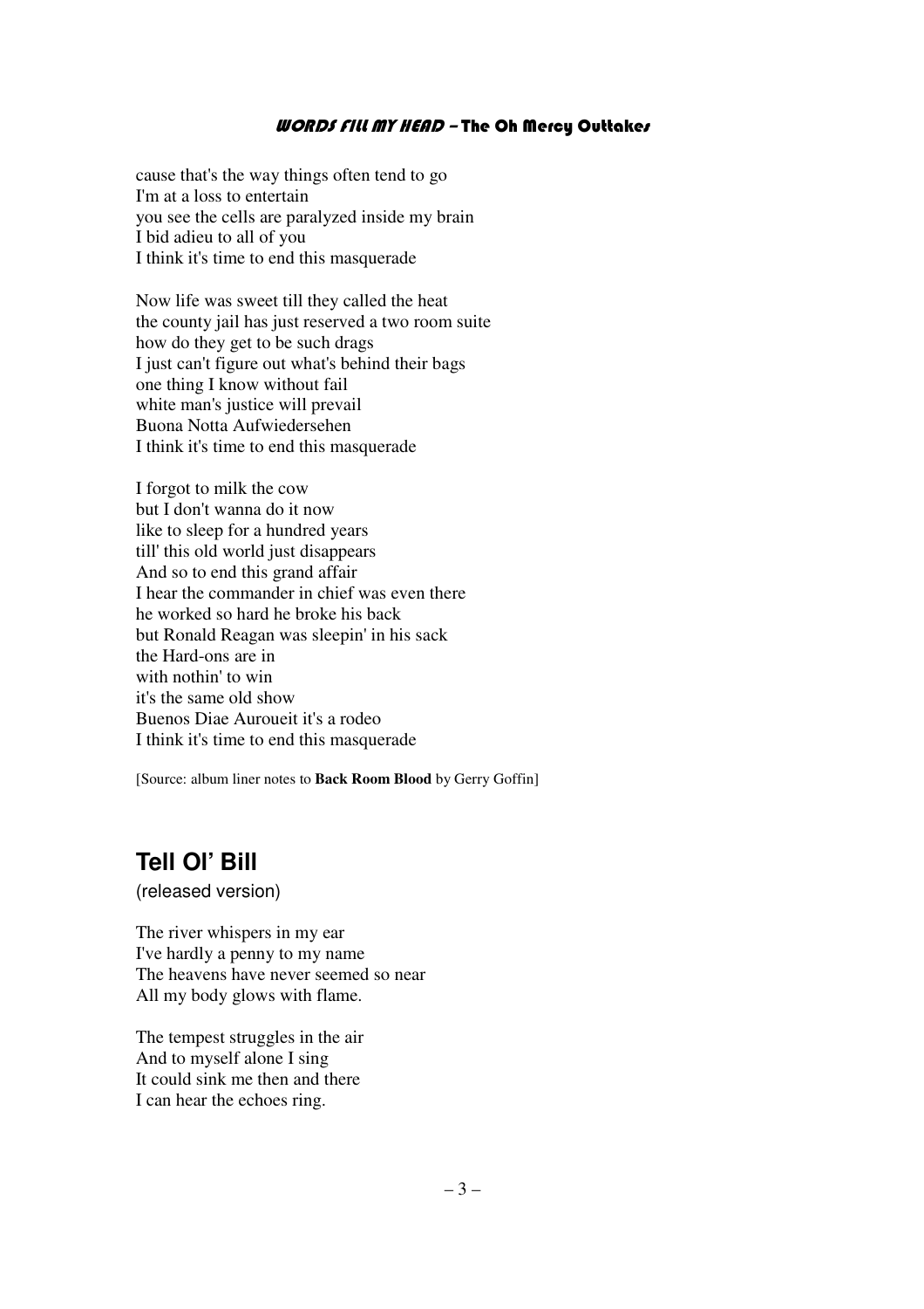cause that's the way things often tend to go
I'm at a loss to entertain
you see the cells are paralyzed inside my brain
I bid adieu to all of you
I think it's time to end this masquerade

Now life was sweet till they called the heat
the county jail has just reserved a two room suite
how do they get to be such drags
I just can't figure out what's behind their bags
one thing I know without fail
white man's justice will prevail
Buona Notta Aufwiedersehen
I think it's time to end this masquerade

I forgot to milk the cow
but I don't wanna do it now
like to sleep for a hundred years
till' this old world just disappears
And so to end this grand affair
I hear the commander in chief was even there
he worked so hard he broke his back
but Ronald Reagan was sleepin' in his sack
the Hard-ons are in
with nothin' to win
it's the same old show
Buenos Diae Auroueit it's a rodeo
I think it's time to end this masquerade

[Source: album liner notes to **Back Room Blood** by Gerry Goffin]

## Tell Ol' Bill

(released version)

The river whispers in my ear
I've hardly a penny to my name
The heavens have never seemed so near
All my body glows with flame.

The tempest struggles in the air
And to myself alone I sing
It could sink me then and there
I can hear the echoes ring.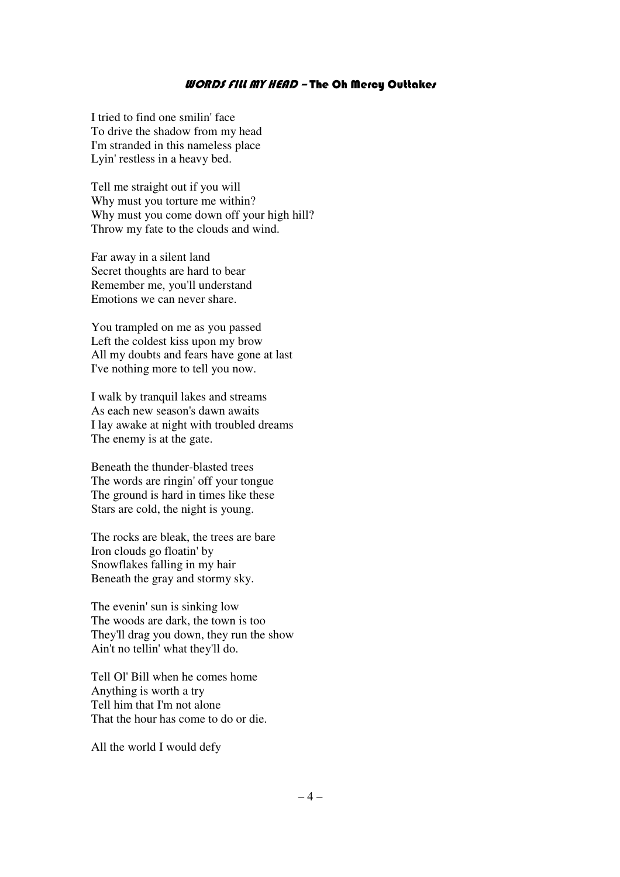I tried to find one smilin' face
To drive the shadow from my head
I'm stranded in this nameless place
Lyin' restless in a heavy bed.

Tell me straight out if you will
Why must you torture me within?
Why must you come down off your high hill?
Throw my fate to the clouds and wind.

Far away in a silent land
Secret thoughts are hard to bear
Remember me, you'll understand
Emotions we can never share.

You trampled on me as you passed
Left the coldest kiss upon my brow
All my doubts and fears have gone at last
I've nothing more to tell you now.

I walk by tranquil lakes and streams
As each new season's dawn awaits
I lay awake at night with troubled dreams
The enemy is at the gate.

Beneath the thunder-blasted trees
The words are ringin' off your tongue
The ground is hard in times like these
Stars are cold, the night is young.

The rocks are bleak, the trees are bare
Iron clouds go floatin' by
Snowflakes falling in my hair
Beneath the gray and stormy sky.

The evenin' sun is sinking low
The woods are dark, the town is too
They'll drag you down, they run the show
Ain't no tellin' what they'll do.

Tell Ol' Bill when he comes home
Anything is worth a try
Tell him that I'm not alone
That the hour has come to do or die.

All the world I would defy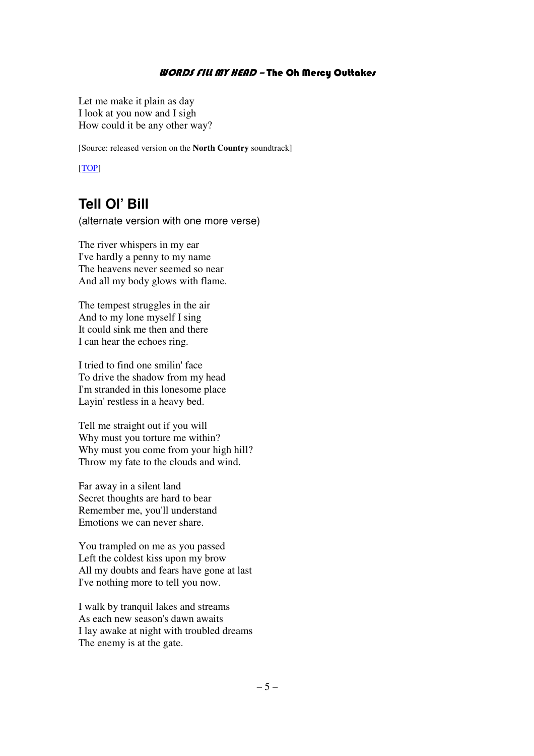Let me make it plain as day
I look at you now and I sigh
How could it be any other way?

[Source: released version on the **North Country** soundtrack]

[TOP]

## Tell Ol' Bill

(alternate version with one more verse)

The river whispers in my ear
I've hardly a penny to my name
The heavens never seemed so near
And all my body glows with flame.

The tempest struggles in the air
And to my lone myself I sing
It could sink me then and there
I can hear the echoes ring.

I tried to find one smilin' face
To drive the shadow from my head
I'm stranded in this lonesome place
Layin' restless in a heavy bed.

Tell me straight out if you will
Why must you torture me within?
Why must you come from your high hill?
Throw my fate to the clouds and wind.

Far away in a silent land
Secret thoughts are hard to bear
Remember me, you'll understand
Emotions we can never share.

You trampled on me as you passed
Left the coldest kiss upon my brow
All my doubts and fears have gone at last
I've nothing more to tell you now.

I walk by tranquil lakes and streams
As each new season's dawn awaits
I lay awake at night with troubled dreams
The enemy is at the gate.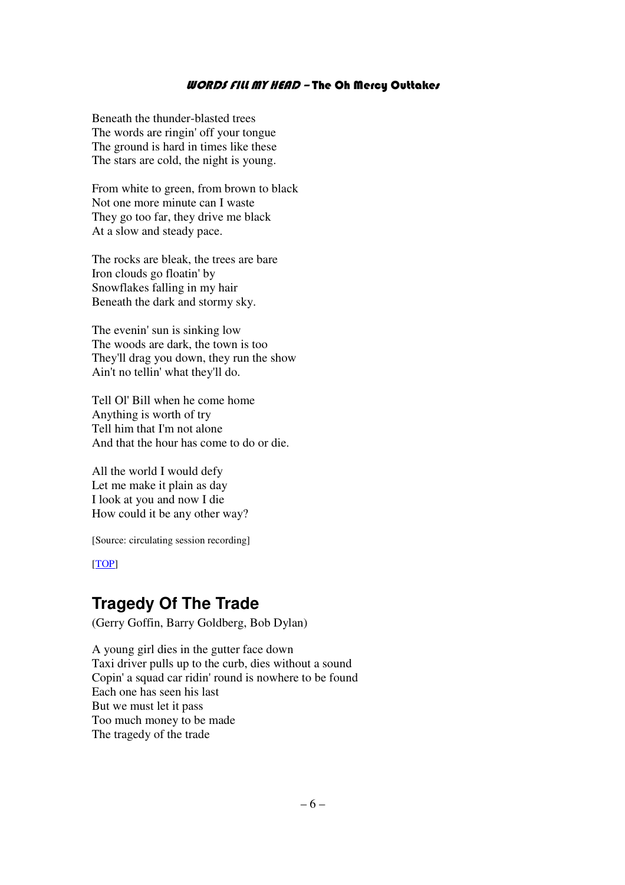Beneath the thunder-blasted trees
The words are ringin' off your tongue
The ground is hard in times like these
The stars are cold, the night is young.

From white to green, from brown to black
Not one more minute can I waste
They go too far, they drive me black
At a slow and steady pace.

The rocks are bleak, the trees are bare
Iron clouds go floatin' by
Snowflakes falling in my hair
Beneath the dark and stormy sky.

The evenin' sun is sinking low
The woods are dark, the town is too
They'll drag you down, they run the show
Ain't no tellin' what they'll do.

Tell Ol' Bill when he come home
Anything is worth of try
Tell him that I'm not alone
And that the hour has come to do or die.

All the world I would defy
Let me make it plain as day
I look at you and now I die
How could it be any other way?

[Source: circulating session recording]

[TOP]

## Tragedy Of The Trade

(Gerry Goffin, Barry Goldberg, Bob Dylan)

A young girl dies in the gutter face down
Taxi driver pulls up to the curb, dies without a sound
Copin' a squad car ridin' round is nowhere to be found
Each one has seen his last
But we must let it pass
Too much money to be made
The tragedy of the trade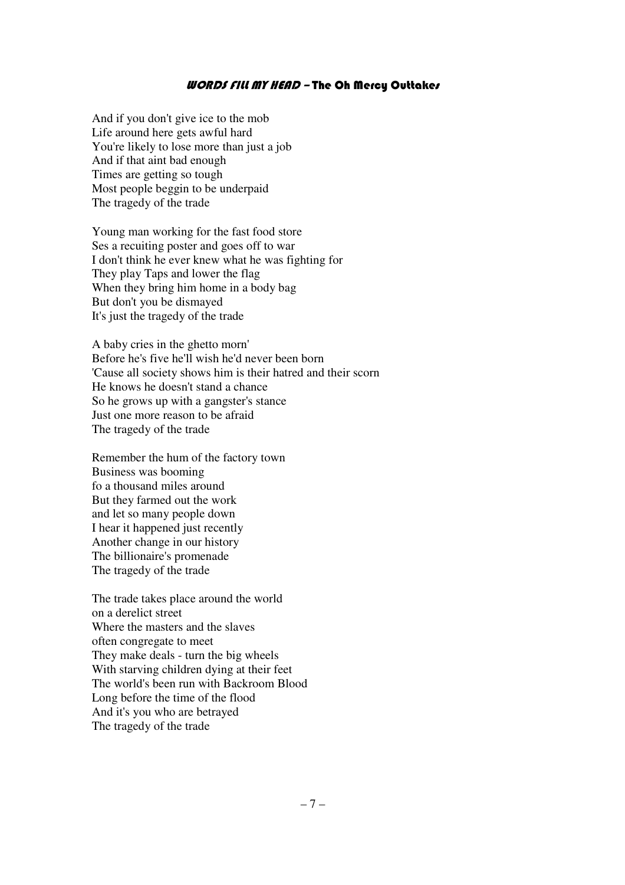And if you don't give ice to the mob
Life around here gets awful hard
You're likely to lose more than just a job
And if that aint bad enough
Times are getting so tough
Most people beggin to be underpaid
The tragedy of the trade

Young man working for the fast food store
Ses a recuiting poster and goes off to war
I don't think he ever knew what he was fighting for
They play Taps and lower the flag
When they bring him home in a body bag
But don't you be dismayed
It's just the tragedy of the trade

A baby cries in the ghetto morn'
Before he's five he'll wish he'd never been born
'Cause all society shows him is their hatred and their scorn
He knows he doesn't stand a chance
So he grows up with a gangster's stance
Just one more reason to be afraid
The tragedy of the trade

Remember the hum of the factory town
Business was booming
fo a thousand miles around
But they farmed out the work
and let so many people down
I hear it happened just recently
Another change in our history
The billionaire's promenade
The tragedy of the trade

The trade takes place around the world
on a derelict street
Where the masters and the slaves
often congregate to meet
They make deals - turn the big wheels
With starving children dying at their feet
The world's been run with Backroom Blood
Long before the time of the flood
And it's you who are betrayed
The tragedy of the trade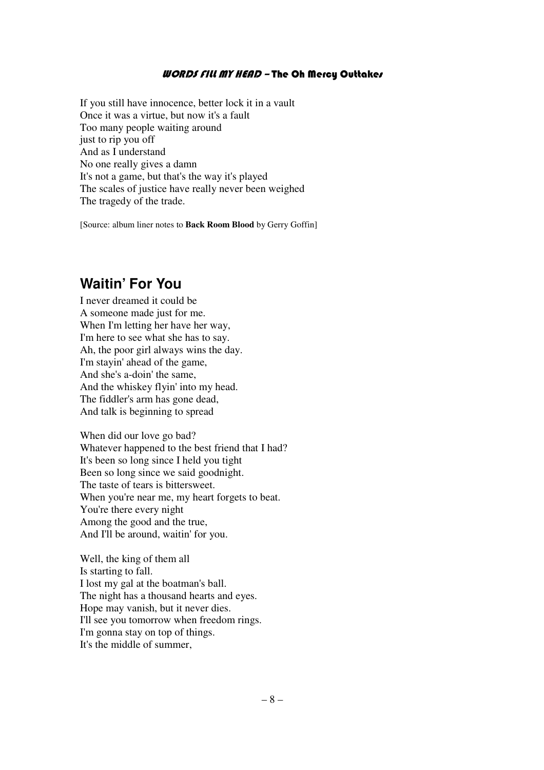If you still have innocence, better lock it in a vault
Once it was a virtue, but now it's a fault
Too many people waiting around
just to rip you off
And as I understand
No one really gives a damn
It's not a game, but that's the way it's played
The scales of justice have really never been weighed
The tragedy of the trade.

[Source: album liner notes to **Back Room Blood** by Gerry Goffin]

## Waitin' For You

I never dreamed it could be
A someone made just for me.
When I'm letting her have her way,
I'm here to see what she has to say.
Ah, the poor girl always wins the day.
I'm stayin' ahead of the game,
And she's a-doin' the same,
And the whiskey flyin' into my head.
The fiddler's arm has gone dead,
And talk is beginning to spread

When did our love go bad?
Whatever happened to the best friend that I had?
It's been so long since I held you tight
Been so long since we said goodnight.
The taste of tears is bittersweet.
When you're near me, my heart forgets to beat.
You're there every night
Among the good and the true,
And I'll be around, waitin' for you.

Well, the king of them all
Is starting to fall.
I lost my gal at the boatman's ball.
The night has a thousand hearts and eyes.
Hope may vanish, but it never dies.
I'll see you tomorrow when freedom rings.
I'm gonna stay on top of things.
It's the middle of summer,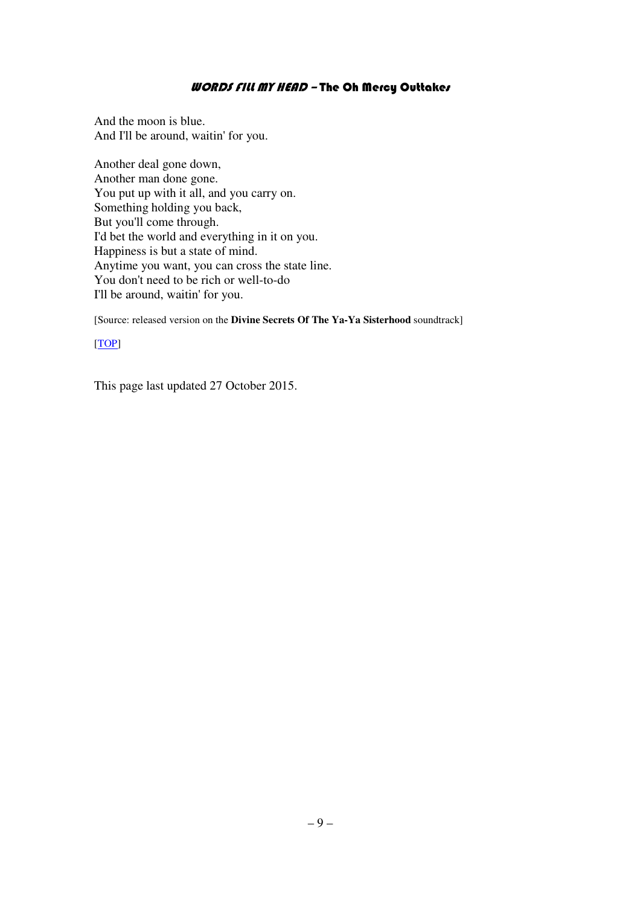And the moon is blue.
And I'll be around, waitin' for you.

Another deal gone down,
Another man done gone.
You put up with it all, and you carry on.
Something holding you back,
But you'll come through.
I'd bet the world and everything in it on you.
Happiness is but a state of mind.
Anytime you want, you can cross the state line.
You don't need to be rich or well-to-do
I'll be around, waitin' for you.

[Source: released version on the **Divine Secrets Of The Ya-Ya Sisterhood** soundtrack]

[TOP]

This page last updated 27 October 2015.